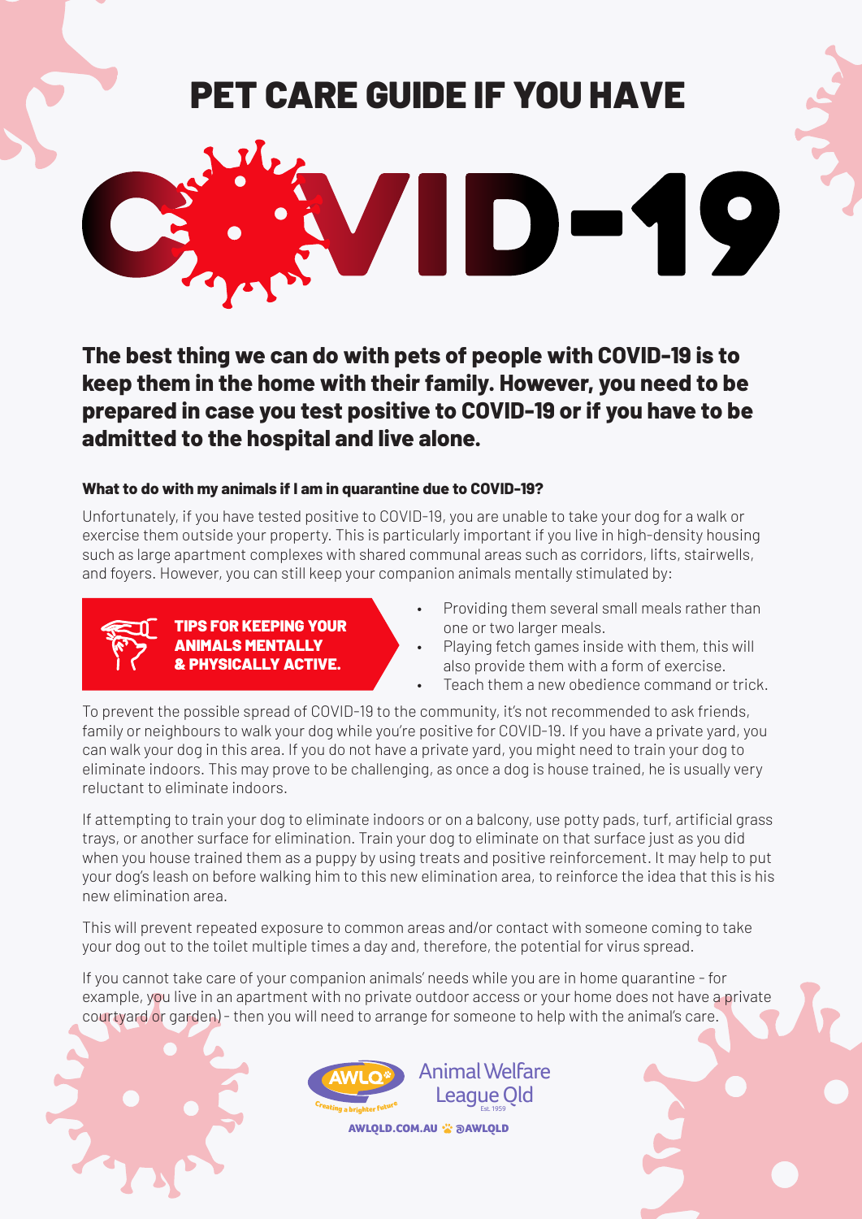# PET CARE GUIDE IF YOU HAVE COVID-19

**The best thing we can do with pets of people with COVID-19 is to keep them in the home with their family. However, you need to be prepared in case you test positive to COVID-19 or if you have to be admitted to the hospital and live alone.**

### What to do with my animals if I am in quarantine due to COVID-19?

Unfortunately, if you have tested positive to COVID-19, you are unable to take your dog for a walk or exercise them outside your property. This is particularly important if you live in high-density housing such as large apartment complexes with shared communal areas such as corridors, lifts, stairwells, and foyers. However, you can still keep your companion animals mentally stimulated by:

**TIPS FOR KEEPING YOUR ANIMALS MENTALLY & PHYSICALLY ACTIVE.**

- Providing them several small meals rather than one or two larger meals.
- Playing fetch games inside with them, this will also provide them with a form of exercise.
- Teach them a new obedience command or trick.

To prevent the possible spread of COVID-19 to the community, it's not recommended to ask friends, family or neighbours to walk your dog while you're positive for COVID-19. If you have a private yard, you can walk your dog in this area. If you do not have a private yard, you might need to train your dog to eliminate indoors. This may prove to be challenging, as once a dog is house trained, he is usually very reluctant to eliminate indoors.

If attempting to train your dog to eliminate indoors or on a balcony, use potty pads, turf, artificial grass trays, or another surface for elimination. Train your dog to eliminate on that surface just as you did when you house trained them as a puppy by using treats and positive reinforcement. It may help to put your dog's leash on before walking him to this new elimination area, to reinforce the idea that this is his new elimination area.

This will prevent repeated exposure to common areas and/or contact with someone coming to take your dog out to the toilet multiple times a day and, therefore, the potential for virus spread.

If you cannot take care of your companion animals' needs while you are in home quarantine - for example, you live in an apartment with no private outdoor access or your home does not have a private courtyard or garden) - then you will need to arrange for someone to help with the animal's care.

AWLQ Animal Welfare League Qld Est. 1959 — Creating a brighter future

AWLQLD.COM.AU @AWLQLD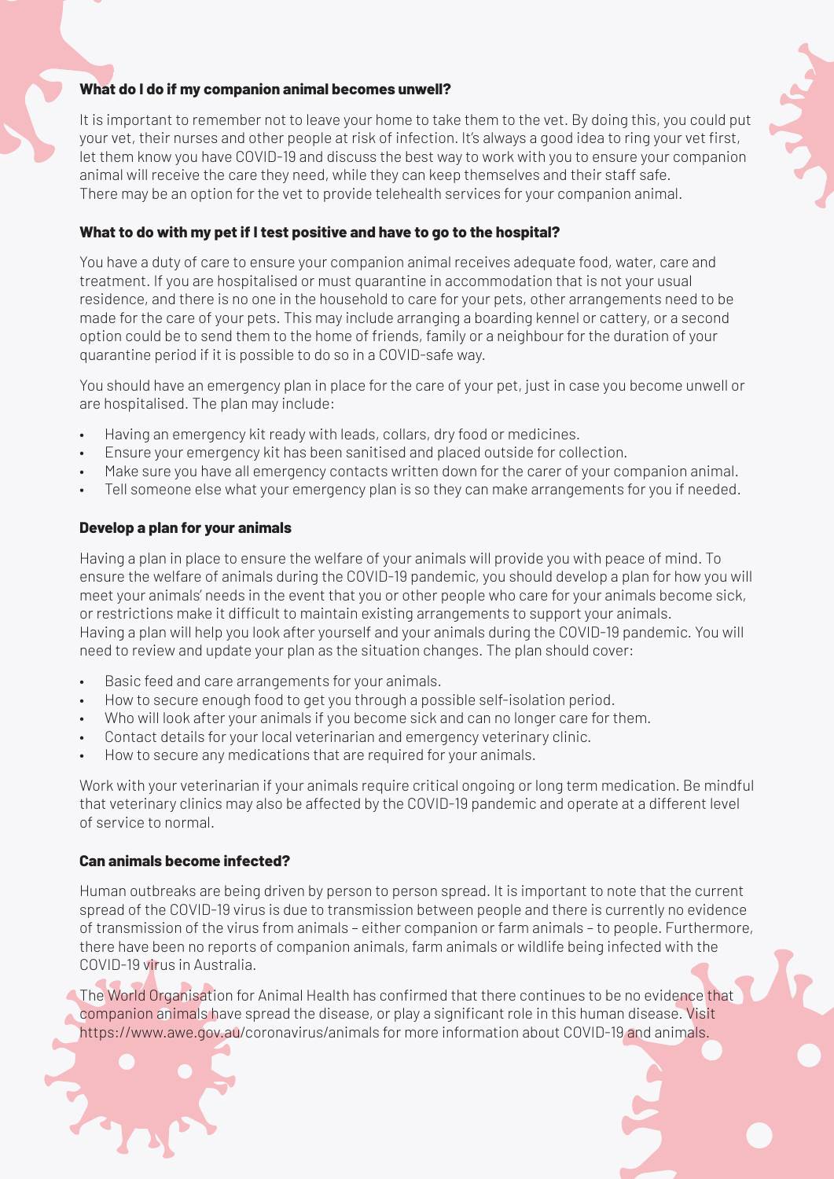### What do I do if my companion animal becomes unwell?

It is important to remember not to leave your home to take them to the vet. By doing this, you could put your vet, their nurses and other people at risk of infection. It's always a good idea to ring your vet first, let them know you have COVID-19 and discuss the best way to work with you to ensure your companion animal will receive the care they need, while they can keep themselves and their staff safe. There may be an option for the vet to provide telehealth services for your companion animal.

### What to do with my pet if I test positive and have to go to the hospital?

You have a duty of care to ensure your companion animal receives adequate food, water, care and treatment. If you are hospitalised or must quarantine in accommodation that is not your usual residence, and there is no one in the household to care for your pets, other arrangements need to be made for the care of your pets. This may include arranging a boarding kennel or cattery, or a second option could be to send them to the home of friends, family or a neighbour for the duration of your quarantine period if it is possible to do so in a COVID-safe way.

You should have an emergency plan in place for the care of your pet, just in case you become unwell or are hospitalised. The plan may include:

- Having an emergency kit ready with leads, collars, dry food or medicines.
- Ensure your emergency kit has been sanitised and placed outside for collection.
- Make sure you have all emergency contacts written down for the carer of your companion animal.
- Tell someone else what your emergency plan is so they can make arrangements for you if needed.

### Develop a plan for your animals

Having a plan in place to ensure the welfare of your animals will provide you with peace of mind. To ensure the welfare of animals during the COVID-19 pandemic, you should develop a plan for how you will meet your animals' needs in the event that you or other people who care for your animals become sick, or restrictions make it difficult to maintain existing arrangements to support your animals. Having a plan will help you look after yourself and your animals during the COVID-19 pandemic. You will need to review and update your plan as the situation changes. The plan should cover:

- Basic feed and care arrangements for your animals.
- How to secure enough food to get you through a possible self-isolation period.
- Who will look after your animals if you become sick and can no longer care for them.
- Contact details for your local veterinarian and emergency veterinary clinic.
- How to secure any medications that are required for your animals.

Work with your veterinarian if your animals require critical ongoing or long term medication. Be mindful that veterinary clinics may also be affected by the COVID-19 pandemic and operate at a different level of service to normal.

### Can animals become infected?

Human outbreaks are being driven by person to person spread. It is important to note that the current spread of the COVID-19 virus is due to transmission between people and there is currently no evidence of transmission of the virus from animals – either companion or farm animals – to people. Furthermore, there have been no reports of companion animals, farm animals or wildlife being infected with the COVID-19 virus in Australia.

The World Organisation for Animal Health has confirmed that there continues to be no evidence that companion animals have spread the disease, or play a significant role in this human disease. Visit https://www.awe.gov.au/coronavirus/animals for more information about COVID-19 and animals.